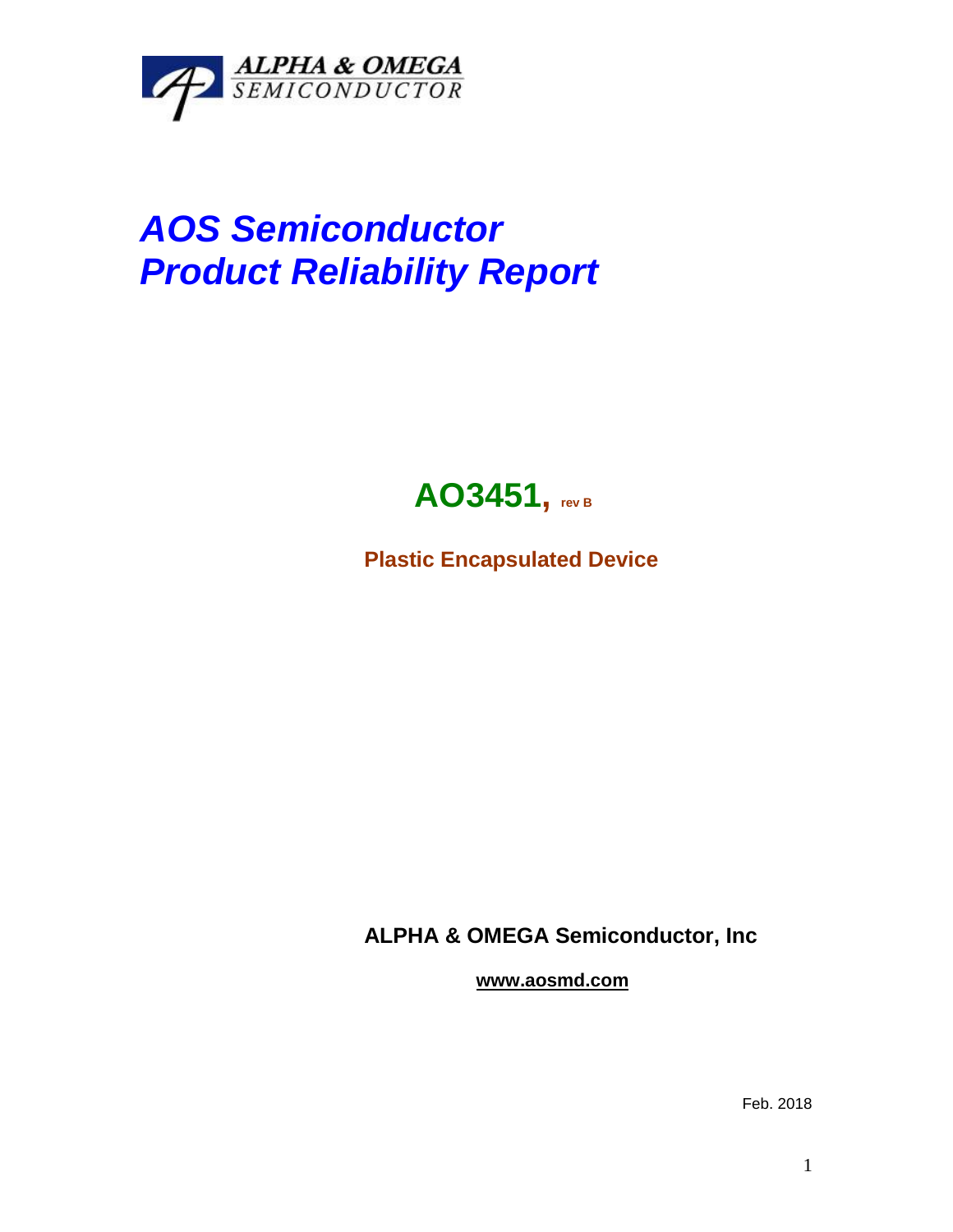ALPHA & OMEGA
SEMICONDUCTOR

# AOS Semiconductor
# Product Reliability Report

## AO3451, rev B

**Plastic Encapsulated Device**

**ALPHA & OMEGA Semiconductor, Inc**

**www.aosmd.com**

Feb. 2018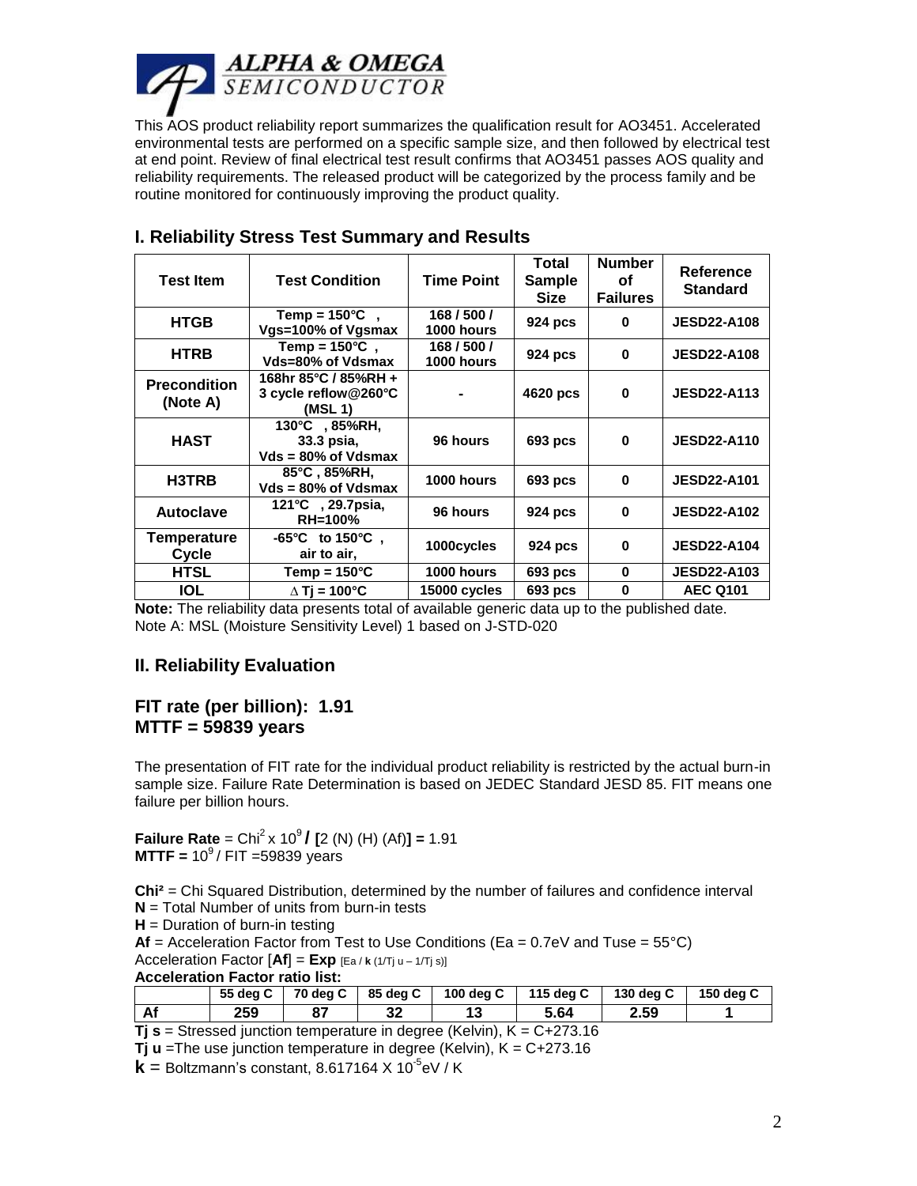This AOS product reliability report summarizes the qualification result for AO3451. Accelerated environmental tests are performed on a specific sample size, and then followed by electrical test at end point. Review of final electrical test result confirms that AO3451 passes AOS quality and reliability requirements. The released product will be categorized by the process family and be routine monitored for continuously improving the product quality.

## I. Reliability Stress Test Summary and Results

| Test Item | Test Condition | Time Point | Total Sample Size | Number of Failures | Reference Standard |
|---|---|---|---|---|---|
| HTGB | Temp = 150°C , Vgs=100% of Vgsmax | 168 / 500 / 1000 hours | 924 pcs | 0 | JESD22-A108 |
| HTRB | Temp = 150°C , Vds=80% of Vdsmax | 168 / 500 / 1000 hours | 924 pcs | 0 | JESD22-A108 |
| Precondition (Note A) | 168hr 85°C / 85%RH + 3 cycle reflow@260°C (MSL 1) | - | 4620 pcs | 0 | JESD22-A113 |
| HAST | 130°C , 85%RH, 33.3 psia, Vds = 80% of Vdsmax | 96 hours | 693 pcs | 0 | JESD22-A110 |
| H3TRB | 85°C , 85%RH, Vds = 80% of Vdsmax | 1000 hours | 693 pcs | 0 | JESD22-A101 |
| Autoclave | 121°C , 29.7psia, RH=100% | 96 hours | 924 pcs | 0 | JESD22-A102 |
| Temperature Cycle | -65°C to 150°C , air to air, | 1000cycles | 924 pcs | 0 | JESD22-A104 |
| HTSL | Temp = 150°C | 1000 hours | 693 pcs | 0 | JESD22-A103 |
| IOL | $\Delta$ Tj = 100°C | 15000 cycles | 693 pcs | 0 | AEC Q101 |

**Note:** The reliability data presents total of available generic data up to the published date.
Note A: MSL (Moisture Sensitivity Level) 1 based on J-STD-020

## II. Reliability Evaluation

### FIT rate (per billion): 1.91
### MTTF = 59839 years

The presentation of FIT rate for the individual product reliability is restricted by the actual burn-in sample size. Failure Rate Determination is based on JEDEC Standard JESD 85. FIT means one failure per billion hours.

**Failure Rate** = $Chi^2 \times 10^9$ **/ [**2 (N) (H) (Af)**] =** 1.91
**MTTF =** $10^9$ / FIT =59839 years

**Chi²** = Chi Squared Distribution, determined by the number of failures and confidence interval
**N** = Total Number of units from burn-in tests
**H** = Duration of burn-in testing
**Af** = Acceleration Factor from Test to Use Conditions (Ea = 0.7eV and Tuse = 55°C)
Acceleration Factor [**Af**] = **Exp** [Ea / **k** (1/Tj u – 1/Tj s)]
**Acceleration Factor ratio list:**

| | 55 deg C | 70 deg C | 85 deg C | 100 deg C | 115 deg C | 130 deg C | 150 deg C |
|---|---|---|---|---|---|---|---|
| Af | 259 | 87 | 32 | 13 | 5.64 | 2.59 | 1 |

**Tj s** = Stressed junction temperature in degree (Kelvin), K = C+273.16
**Tj u** =The use junction temperature in degree (Kelvin), K = C+273.16
**k** = Boltzmann's constant, 8.617164 X $10^{-5}$eV / K